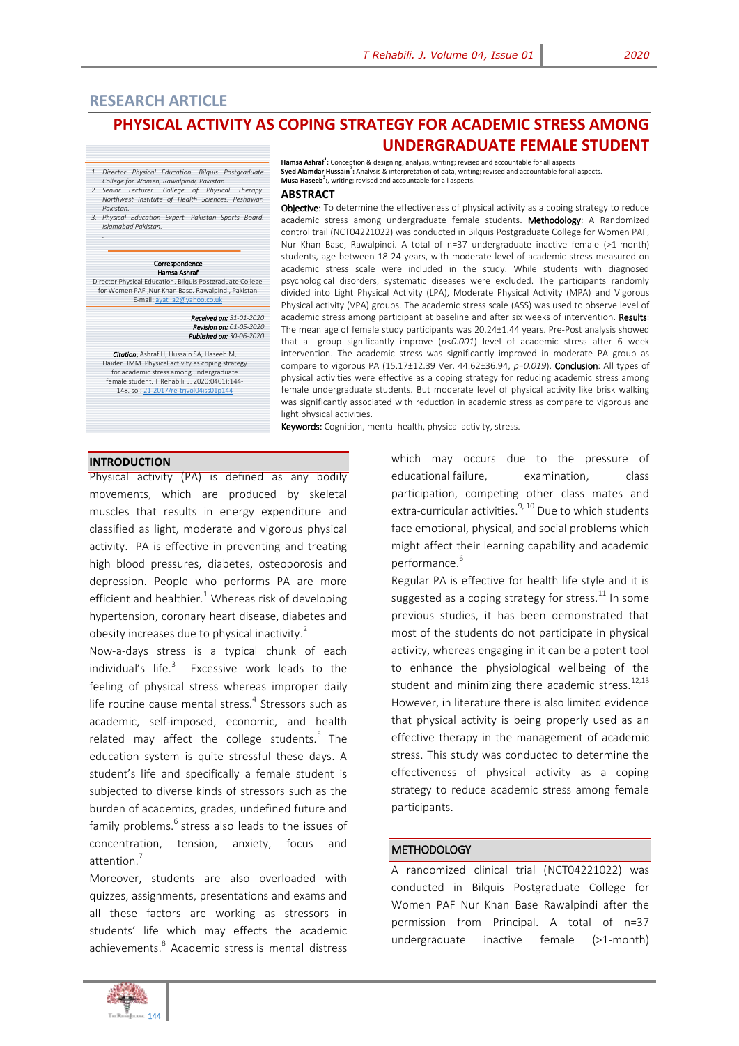## RESEARCH ARTICLE

# PHYSICAL ACTIVITY AS COPING STRATEGY FOR ACADEMIC STRESS AMONG UNDERGRADUATE FEMALE STUDENT

1. Director Physical Education. Bilquis Postgraduate College for Women, Rawalpindi, Pakistan
2. Senior Lecturer. College of Physical Therapy. Northwest Institute of Health Sciences. Peshawar. Pakistan.
3. Physical Education Expert. Pakistan Sports Board. Islamabad Pakistan.

**Correspondence**
**Hamsa Ashraf**
Director Physical Education. Bilquis Postgraduate College for Women PAF ,Nur Khan Base. Rawalpindi, Pakistan
E-mail: ayat_a2@yahoo.co.uk

***Received on:*** *31-01-2020*
***Revision on:*** *01-05-2020*
***Published on:*** *30-06-2020*

***Citation;*** Ashraf H, Hussain SA, Haseeb M, Haider HMM. Physical activity as coping strategy for academic stress among undergraduate female student. T Rehabili. J. 2020:0401);144-148. soi: 21-2017/re-trjvol04iss01p144

**Hamsa Ashraf[1]**: Conception & designing, analysis, writing; revised and accountable for all aspects
**Syed Alamdar Hussain[2]**: Analysis & interpretation of data, writing; revised and accountable for all aspects.
**Musa Haseeb[3]**:, writing; revised and accountable for all aspects.

## ABSTRACT

**Objective:** To determine the effectiveness of physical activity as a coping strategy to reduce academic stress among undergraduate female students. **Methodology**: A Randomized control trail (NCT04221022) was conducted in Bilquis Postgraduate College for Women PAF, Nur Khan Base, Rawalpindi. A total of n=37 undergraduate inactive female (>1-month) students, age between 18-24 years, with moderate level of academic stress measured on academic stress scale were included in the study. While students with diagnosed psychological disorders, systematic diseases were excluded. The participants randomly divided into Light Physical Activity (LPA), Moderate Physical Activity (MPA) and Vigorous Physical activity (VPA) groups. The academic stress scale (ASS) was used to observe level of academic stress among participant at baseline and after six weeks of intervention. **Results**: The mean age of female study participants was 20.24±1.44 years. Pre-Post analysis showed that all group significantly improve (*p<0.001*) level of academic stress after 6 week intervention. The academic stress was significantly improved in moderate PA group as compare to vigorous PA (15.17±12.39 Ver. 44.62±36.94, *p=0.019*). **Conclusion**: All types of physical activities were effective as a coping strategy for reducing academic stress among female undergraduate students. But moderate level of physical activity like brisk walking was significantly associated with reduction in academic stress as compare to vigorous and light physical activities.

**Keywords:** Cognition, mental health, physical activity, stress.

## INTRODUCTION

Physical activity (PA) is defined as any bodily movements, which are produced by skeletal muscles that results in energy expenditure and classified as light, moderate and vigorous physical activity. PA is effective in preventing and treating high blood pressures, diabetes, osteoporosis and depression. People who performs PA are more efficient and healthier.[1] Whereas risk of developing hypertension, coronary heart disease, diabetes and obesity increases due to physical inactivity.[2]

Now-a-days stress is a typical chunk of each individual's life.[3] Excessive work leads to the feeling of physical stress whereas improper daily life routine cause mental stress.[4] Stressors such as academic, self-imposed, economic, and health related may affect the college students.[5] The education system is quite stressful these days. A student's life and specifically a female student is subjected to diverse kinds of stressors such as the burden of academics, grades, undefined future and family problems.[6] stress also leads to the issues of concentration, tension, anxiety, focus and attention.[7]

Moreover, students are also overloaded with quizzes, assignments, presentations and exams and all these factors are working as stressors in students' life which may effects the academic achievements.[8] Academic stress is mental distress which may occurs due to the pressure of educational failure, examination, class participation, competing other class mates and extra-curricular activities.[9, 10] Due to which students face emotional, physical, and social problems which might affect their learning capability and academic performance.[6]

Regular PA is effective for health life style and it is suggested as a coping strategy for stress.[11] In some previous studies, it has been demonstrated that most of the students do not participate in physical activity, whereas engaging in it can be a potent tool to enhance the physiological wellbeing of the student and minimizing there academic stress.[12,13] However, in literature there is also limited evidence that physical activity is being properly used as an effective therapy in the management of academic stress. This study was conducted to determine the effectiveness of physical activity as a coping strategy to reduce academic stress among female participants.

## METHODOLOGY

A randomized clinical trial (NCT04221022) was conducted in Bilquis Postgraduate College for Women PAF Nur Khan Base Rawalpindi after the permission from Principal. A total of n=37 undergraduate inactive female (>1-month)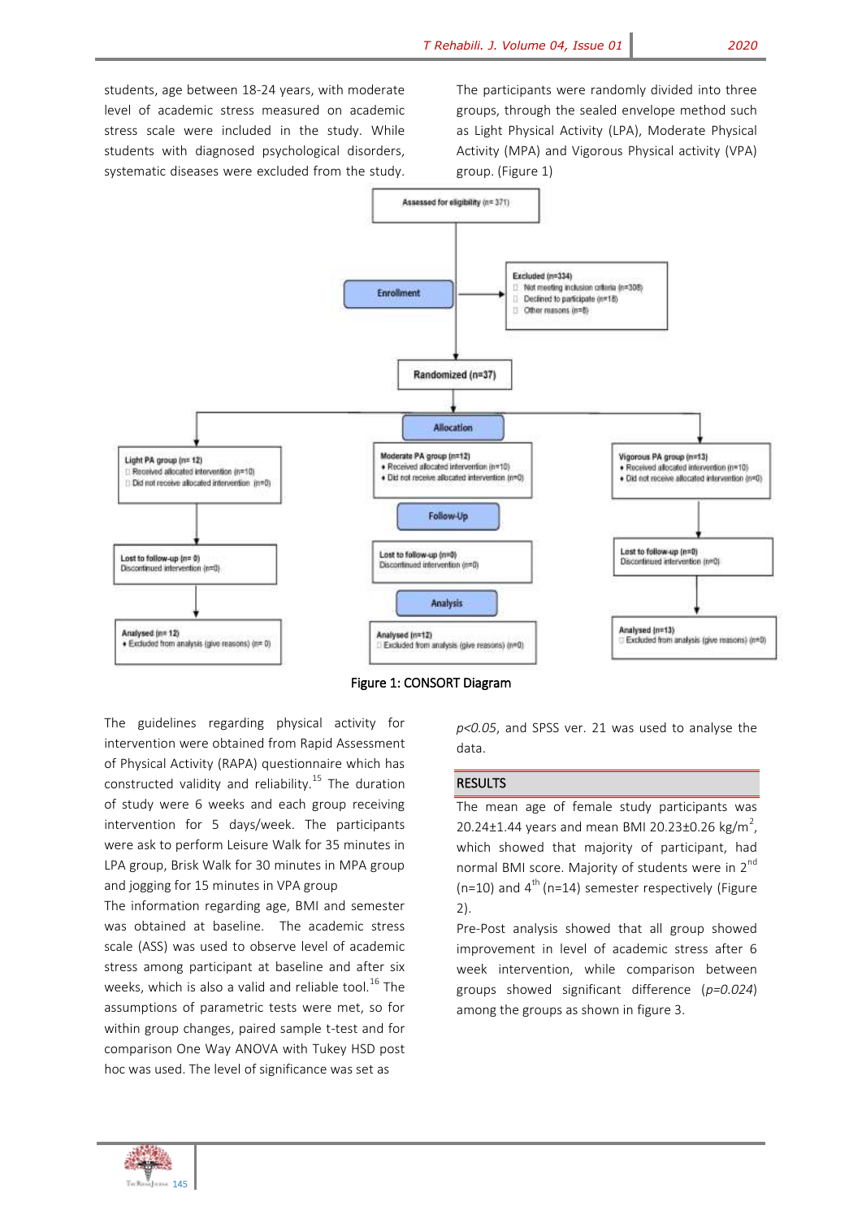students, age between 18-24 years, with moderate level of academic stress measured on academic stress scale were included in the study. While students with diagnosed psychological disorders, systematic diseases were excluded from the study.

The participants were randomly divided into three groups, through the sealed envelope method such as Light Physical Activity (LPA), Moderate Physical Activity (MPA) and Vigorous Physical activity (VPA) group. (Figure 1)

Assessed for eligibility (n= 371)

Enrollment

Excluded (n=334)
- Not meeting inclusion criteria (n=308)
- Declined to participate (n=18)
- Other reasons (n=8)

Randomized (n=37)

Allocation

Light PA group (n= 12)
- Received allocated intervention (n=10)
- Did not receive allocated intervention (n=0)

Moderate PA group (n=12)
- Received allocated intervention (n=10)
- Did not receive allocated intervention (n=0)

Vigorous PA group (n=13)
- Received allocated intervention (n=10)
- Did not receive allocated intervention (n=0)

Follow-Up

Lost to follow-up (n= 0)
Discontinued intervention (n=0)

Lost to follow-up (n=0)
Discontinued intervention (n=0)

Lost to follow-up (n=0)
Discontinued intervention (n=0)

Analysis

Analysed (n= 12)
- Excluded from analysis (give reasons) (n= 0)

Analysed (n=12)
- Excluded from analysis (give reasons) (n=0)

Analysed (n=13)
- Excluded from analysis (give reasons) (n=0)

Figure 1: CONSORT Diagram

The guidelines regarding physical activity for intervention were obtained from Rapid Assessment of Physical Activity (RAPA) questionnaire which has constructed validity and reliability.[15] The duration of study were 6 weeks and each group receiving intervention for 5 days/week. The participants were ask to perform Leisure Walk for 35 minutes in LPA group, Brisk Walk for 30 minutes in MPA group and jogging for 15 minutes in VPA group

The information regarding age, BMI and semester was obtained at baseline. The academic stress scale (ASS) was used to observe level of academic stress among participant at baseline and after six weeks, which is also a valid and reliable tool.[16] The assumptions of parametric tests were met, so for within group changes, paired sample t-test and for comparison One Way ANOVA with Tukey HSD post hoc was used. The level of significance was set as *p<0.05*, and SPSS ver. 21 was used to analyse the data.

## RESULTS

The mean age of female study participants was 20.24±1.44 years and mean BMI 20.23±0.26 kg/m$^2$, which showed that majority of participant, had normal BMI score. Majority of students were in 2$^{nd}$ (n=10) and 4$^{th}$ (n=14) semester respectively (Figure 2).

Pre-Post analysis showed that all group showed improvement in level of academic stress after 6 week intervention, while comparison between groups showed significant difference (*p=0.024*) among the groups as shown in figure 3.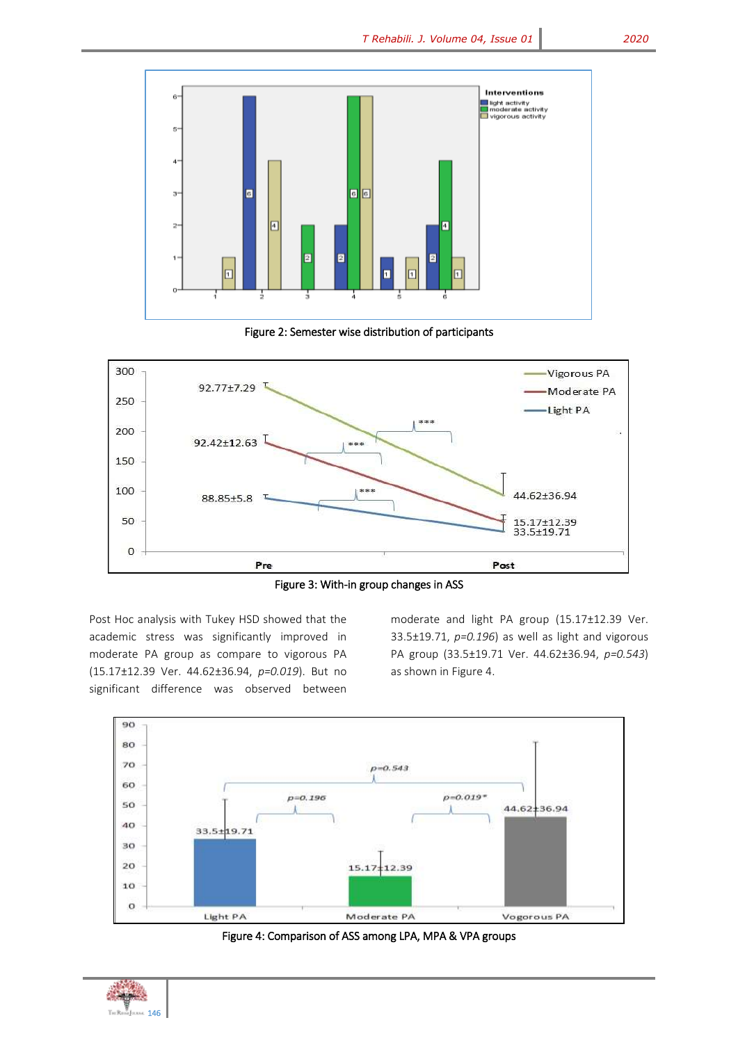Figure 2: Semester wise distribution of participants

Figure 3: With-in group changes in ASS

Post Hoc analysis with Tukey HSD showed that the academic stress was significantly improved in moderate PA group as compare to vigorous PA (15.17±12.39 Ver. 44.62±36.94, *p=0.019*). But no significant difference was observed between moderate and light PA group (15.17±12.39 Ver. 33.5±19.71, *p=0.196*) as well as light and vigorous PA group (33.5±19.71 Ver. 44.62±36.94, *p=0.543*) as shown in Figure 4.

Figure 4: Comparison of ASS among LPA, MPA & VPA groups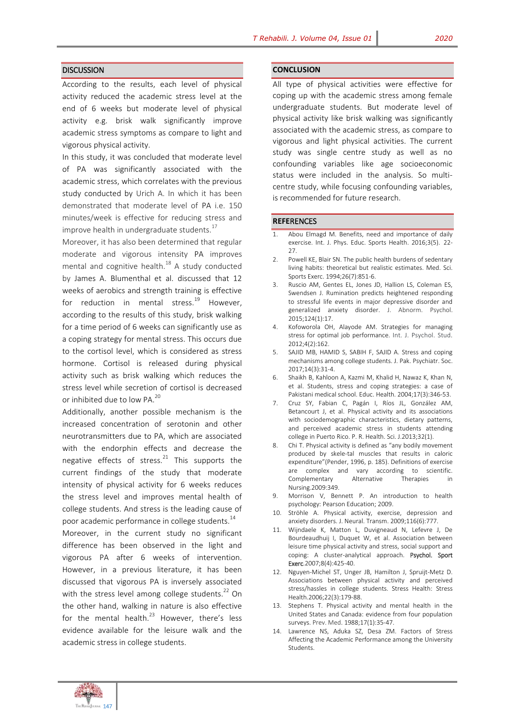## DISCUSSION

According to the results, each level of physical activity reduced the academic stress level at the end of 6 weeks but moderate level of physical activity e.g. brisk walk significantly improve academic stress symptoms as compare to light and vigorous physical activity.

In this study, it was concluded that moderate level of PA was significantly associated with the academic stress, which correlates with the previous study conducted by Urich A. In which it has been demonstrated that moderate level of PA i.e. 150 minutes/week is effective for reducing stress and improve health in undergraduate students.[17]

Moreover, it has also been determined that regular moderate and vigorous intensity PA improves mental and cognitive health.[18] A study conducted by James A. Blumenthal et al. discussed that 12 weeks of aerobics and strength training is effective for reduction in mental stress.[19] However, according to the results of this study, brisk walking for a time period of 6 weeks can significantly use as a coping strategy for mental stress. This occurs due to the cortisol level, which is considered as stress hormone. Cortisol is released during physical activity such as brisk walking which reduces the stress level while secretion of cortisol is decreased or inhibited due to low PA.[20]

Additionally, another possible mechanism is the increased concentration of serotonin and other neurotransmitters due to PA, which are associated with the endorphin effects and decrease the negative effects of stress.[21] This supports the current findings of the study that moderate intensity of physical activity for 6 weeks reduces the stress level and improves mental health of college students. And stress is the leading cause of poor academic performance in college students.[14]

Moreover, in the current study no significant difference has been observed in the light and vigorous PA after 6 weeks of intervention. However, in a previous literature, it has been discussed that vigorous PA is inversely associated with the stress level among college students.[22] On the other hand, walking in nature is also effective for the mental health.[23] However, there's less evidence available for the leisure walk and the academic stress in college students.

## CONCLUSION

All type of physical activities were effective for coping up with the academic stress among female undergraduate students. But moderate level of physical activity like brisk walking was significantly associated with the academic stress, as compare to vigorous and light physical activities. The current study was single centre study as well as no confounding variables like age socioeconomic status were included in the analysis. So multi-centre study, while focusing confounding variables, is recommended for future research.

## REFERENCES

1. Abou Elmagd M. Benefits, need and importance of daily exercise. Int. J. Phys. Educ. Sports Health. 2016;3(5). 22-27.
2. Powell KE, Blair SN. The public health burdens of sedentary living habits: theoretical but realistic estimates. Med. Sci. Sports Exerc. 1994;26(7):851-6.
3. Ruscio AM, Gentes EL, Jones JD, Hallion LS, Coleman ES, Swendsen J. Rumination predicts heightened responding to stressful life events in major depressive disorder and generalized anxiety disorder. J. Abnorm. Psychol. 2015;124(1):17.
4. Kofoworola OH, Alayode AM. Strategies for managing stress for optimal job performance. Int. J. Psychol. Stud. 2012;4(2):162.
5. SAJID MB, HAMID S, SABIH F, SAJID A. Stress and coping mechanisms among college students. J. Pak. Psychiatr. Soc. 2017;14(3):31-4.
6. Shaikh B, Kahloon A, Kazmi M, Khalid H, Nawaz K, Khan N, et al. Students, stress and coping strategies: a case of Pakistani medical school. Educ. Health. 2004;17(3):346-53.
7. Cruz SY, Fabian C, Pagán I, Ríos JL, González AM, Betancourt J, et al. Physical activity and its associations with sociodemographic characteristics, dietary patterns, and perceived academic stress in students attending college in Puerto Rico. P. R. Health. Sci. J.2013;32(1).
8. Chi T. Physical activity is defined as "any bodily movement produced by skele-tal muscles that results in caloric expenditure"(Pender, 1996, p. 185). Definitions of exercise are complex and vary according to scientific. Complementary Alternative Therapies in Nursing.2009:349.
9. Morrison V, Bennett P. An introduction to health psychology: Pearson Education; 2009.
10. Ströhle A. Physical activity, exercise, depression and anxiety disorders. J. Neural. Transm. 2009;116(6):777.
11. Wijndaele K, Matton L, Duvigneaud N, Lefevre J, De Bourdeaudhuij I, Duquet W, et al. Association between leisure time physical activity and stress, social support and coping: A cluster-analytical approach. Psychol. Sport Exerc.2007;8(4):425-40.
12. Nguyen-Michel ST, Unger JB, Hamilton J, Spruijt-Metz D. Associations between physical activity and perceived stress/hassles in college students. Stress Health: Stress Health.2006;22(3):179-88.
13. Stephens T. Physical activity and mental health in the United States and Canada: evidence from four population surveys. Prev. Med. 1988;17(1):35-47.
14. Lawrence NS, Aduka SZ, Desa ZM. Factors of Stress Affecting the Academic Performance among the University Students.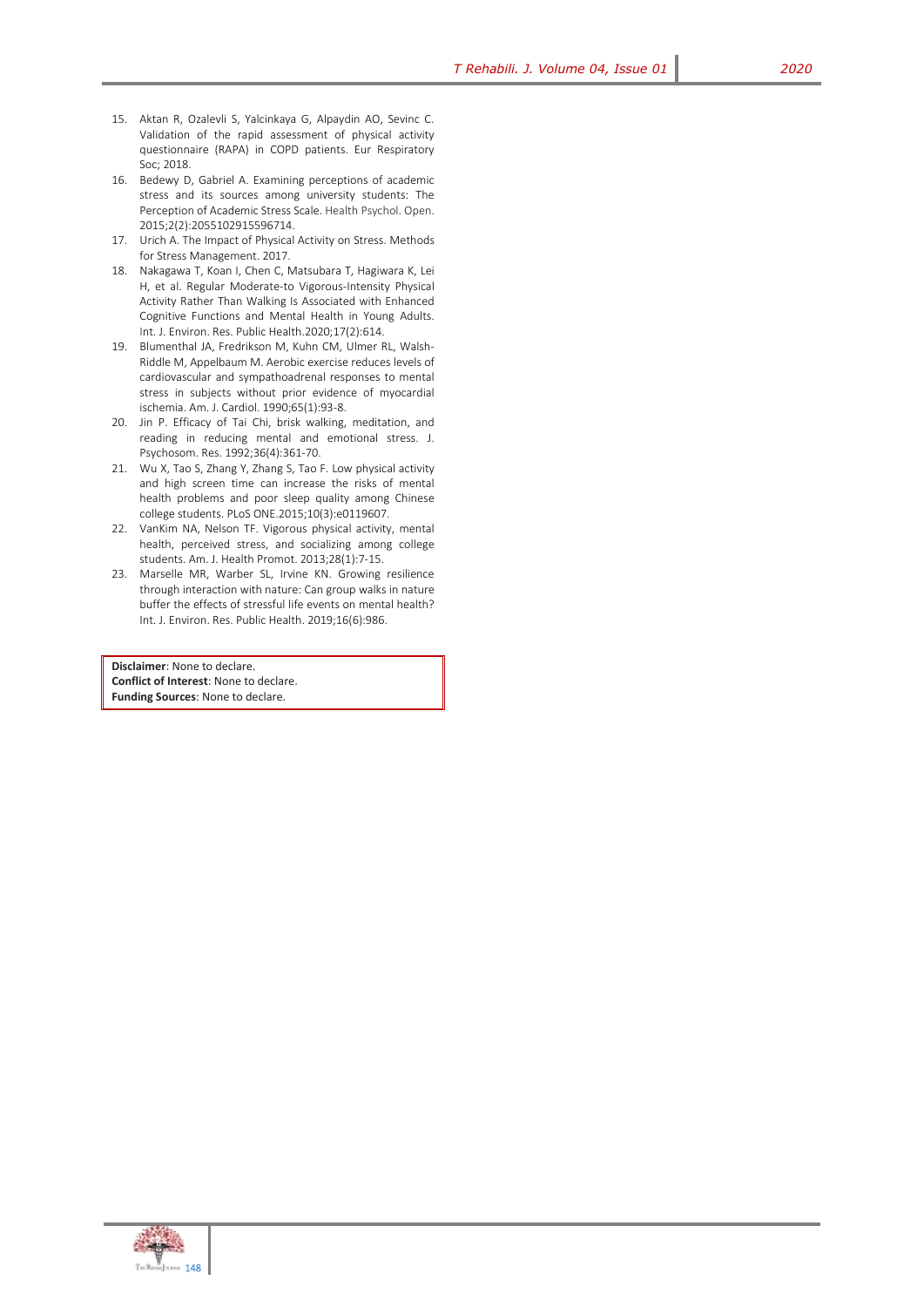15. Aktan R, Ozalevli S, Yalcinkaya G, Alpaydin AO, Sevinc C. Validation of the rapid assessment of physical activity questionnaire (RAPA) in COPD patients. Eur Respiratory Soc; 2018.
16. Bedewy D, Gabriel A. Examining perceptions of academic stress and its sources among university students: The Perception of Academic Stress Scale. Health Psychol. Open. 2015;2(2):2055102915596714.
17. Urich A. The Impact of Physical Activity on Stress. Methods for Stress Management. 2017.
18. Nakagawa T, Koan I, Chen C, Matsubara T, Hagiwara K, Lei H, et al. Regular Moderate-to Vigorous-Intensity Physical Activity Rather Than Walking Is Associated with Enhanced Cognitive Functions and Mental Health in Young Adults. Int. J. Environ. Res. Public Health.2020;17(2):614.
19. Blumenthal JA, Fredrikson M, Kuhn CM, Ulmer RL, Walsh-Riddle M, Appelbaum M. Aerobic exercise reduces levels of cardiovascular and sympathoadrenal responses to mental stress in subjects without prior evidence of myocardial ischemia. Am. J. Cardiol. 1990;65(1):93-8.
20. Jin P. Efficacy of Tai Chi, brisk walking, meditation, and reading in reducing mental and emotional stress. J. Psychosom. Res. 1992;36(4):361-70.
21. Wu X, Tao S, Zhang Y, Zhang S, Tao F. Low physical activity and high screen time can increase the risks of mental health problems and poor sleep quality among Chinese college students. PLoS ONE.2015;10(3):e0119607.
22. VanKim NA, Nelson TF. Vigorous physical activity, mental health, perceived stress, and socializing among college students. Am. J. Health Promot. 2013;28(1):7-15.
23. Marselle MR, Warber SL, Irvine KN. Growing resilience through interaction with nature: Can group walks in nature buffer the effects of stressful life events on mental health? Int. J. Environ. Res. Public Health. 2019;16(6):986.

**Disclaimer**: None to declare.
**Conflict of Interest**: None to declare.
**Funding Sources**: None to declare.